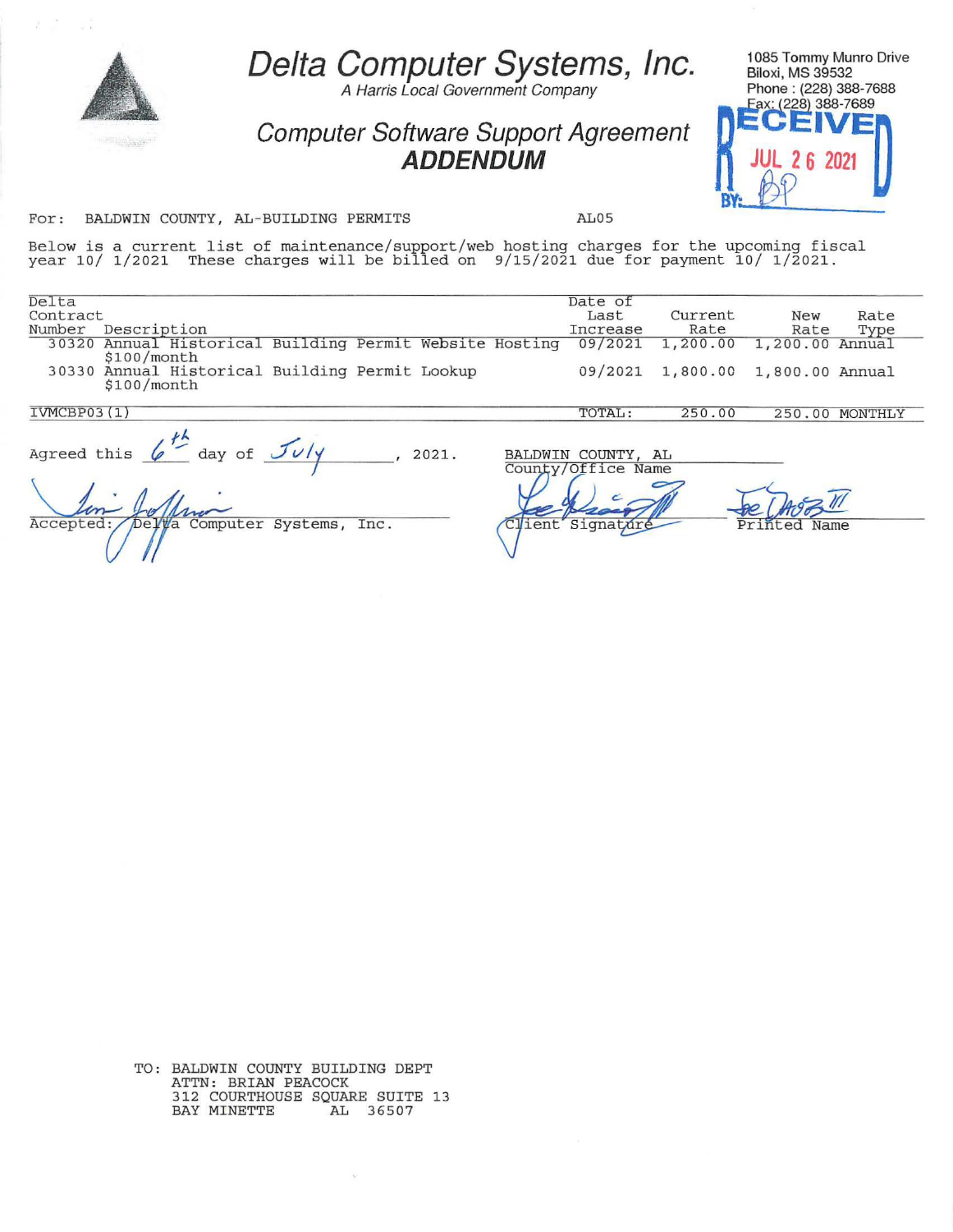# Delta Computer Systems, Inc.

*A Harris Local Government Company*

1085 Tommy Munro Drive
Biloxi, MS 39532
Phone : (228) 388-7688
Fax: (228) 388-7689

RECEIVED
JUL 26 2021
BY: BP

## *Computer Software Support Agreement*
## ***ADDENDUM***

For: BALDWIN COUNTY, AL-BUILDING PERMITS AL05

Below is a current list of maintenance/support/web hosting charges for the upcoming fiscal year 10/ 1/2021 These charges will be billed on 9/15/2021 due for payment 10/ 1/2021.

| Delta Contract Number | Description | Date of Last Increase | Current Rate | New Rate | Rate Type |
|---|---|---|---|---|---|
| 30320 | Annual Historical Building Permit Website Hosting $100/month | 09/2021 | 1,200.00 | 1,200.00 | Annual |
| 30330 | Annual Historical Building Permit Lookup $100/month | 09/2021 | 1,800.00 | 1,800.00 | Annual |
| IVMCBP03(1) | | TOTAL: | 250.00 | 250.00 | MONTHLY |

Agreed this 6th day of July, 2021.

Accepted: Delta Computer Systems, Inc.

BALDWIN COUNTY, AL
County/Office Name

Client Signature

Joe Davis III
Printed Name

TO: BALDWIN COUNTY BUILDING DEPT
ATTN: BRIAN PEACOCK
312 COURTHOUSE SQUARE SUITE 13
BAY MINETTE AL 36507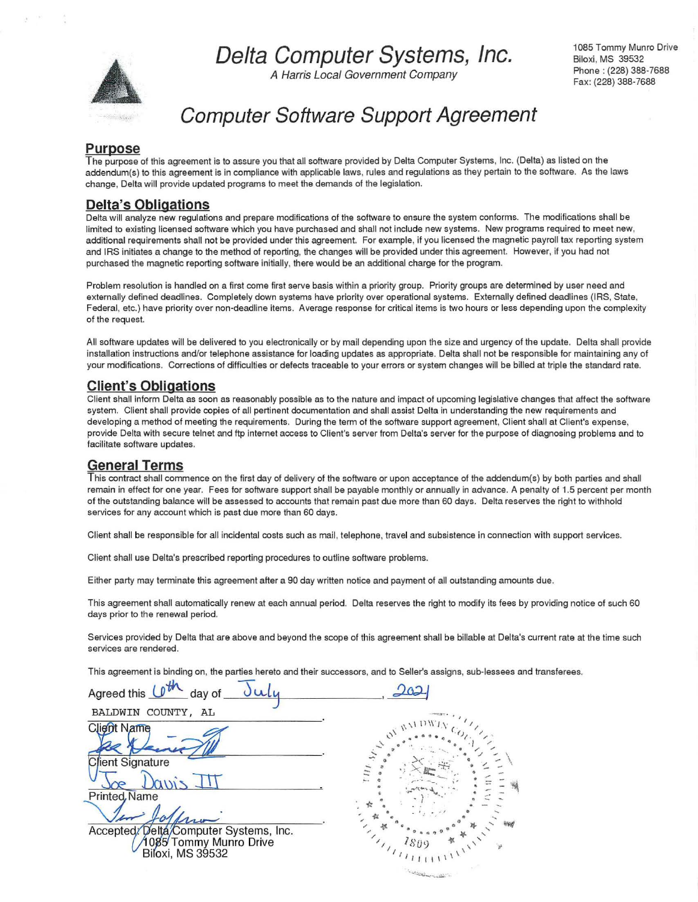# Delta Computer Systems, Inc.

*A Harris Local Government Company*

1085 Tommy Munro Drive
Biloxi, MS 39532
Phone : (228) 388-7688
Fax: (228) 388-7688

## *Computer Software Support Agreement*

### Purpose

The purpose of this agreement is to assure you that all software provided by Delta Computer Systems, Inc. (Delta) as listed on the addendum(s) to this agreement is in compliance with applicable laws, rules and regulations as they pertain to the software. As the laws change, Delta will provide updated programs to meet the demands of the legislation.

### Delta's Obligations

Delta will analyze new regulations and prepare modifications of the software to ensure the system conforms. The modifications shall be limited to existing licensed software which you have purchased and shall not include new systems. New programs required to meet new, additional requirements shall not be provided under this agreement. For example, if you licensed the magnetic payroll tax reporting system and IRS initiates a change to the method of reporting, the changes will be provided under this agreement. However, if you had not purchased the magnetic reporting software initially, there would be an additional charge for the program.

Problem resolution is handled on a first come first serve basis within a priority group. Priority groups are determined by user need and externally defined deadlines. Completely down systems have priority over operational systems. Externally defined deadlines (IRS, State, Federal, etc.) have priority over non-deadline items. Average response for critical items is two hours or less depending upon the complexity of the request.

All software updates will be delivered to you electronically or by mail depending upon the size and urgency of the update. Delta shall provide installation instructions and/or telephone assistance for loading updates as appropriate. Delta shall not be responsible for maintaining any of your modifications. Corrections of difficulties or defects traceable to your errors or system changes will be billed at triple the standard rate.

### Client's Obligations

Client shall inform Delta as soon as reasonably possible as to the nature and impact of upcoming legislative changes that affect the software system. Client shall provide copies of all pertinent documentation and shall assist Delta in understanding the new requirements and developing a method of meeting the requirements. During the term of the software support agreement, Client shall at Client's expense, provide Delta with secure telnet and ftp internet access to Client's server from Delta's server for the purpose of diagnosing problems and to facilitate software updates.

### General Terms

This contract shall commence on the first day of delivery of the software or upon acceptance of the addendum(s) by both parties and shall remain in effect for one year. Fees for software support shall be payable monthly or annually in advance. A penalty of 1.5 percent per month of the outstanding balance will be assessed to accounts that remain past due more than 60 days. Delta reserves the right to withhold services for any account which is past due more than 60 days.

Client shall be responsible for all incidental costs such as mail, telephone, travel and subsistence in connection with support services.

Client shall use Delta's prescribed reporting procedures to outline software problems.

Either party may terminate this agreement after a 90 day written notice and payment of all outstanding amounts due.

This agreement shall automatically renew at each annual period. Delta reserves the right to modify its fees by providing notice of such 60 days prior to the renewal period.

Services provided by Delta that are above and beyond the scope of this agreement shall be billable at Delta's current rate at the time such services are rendered.

This agreement is binding on, the parties hereto and their successors, and to Seller's assigns, sub-lessees and transferees.

Agreed this 6th day of July, 2021

BALDWIN COUNTY, AL
Client Name

[Signature]
Client Signature

Joe Davis III
Printed Name

[Signature]
Accepted: Delta Computer Systems, Inc.
1085 Tommy Munro Drive
Biloxi, MS 39532

[Seal: Baldwin County, 1809]